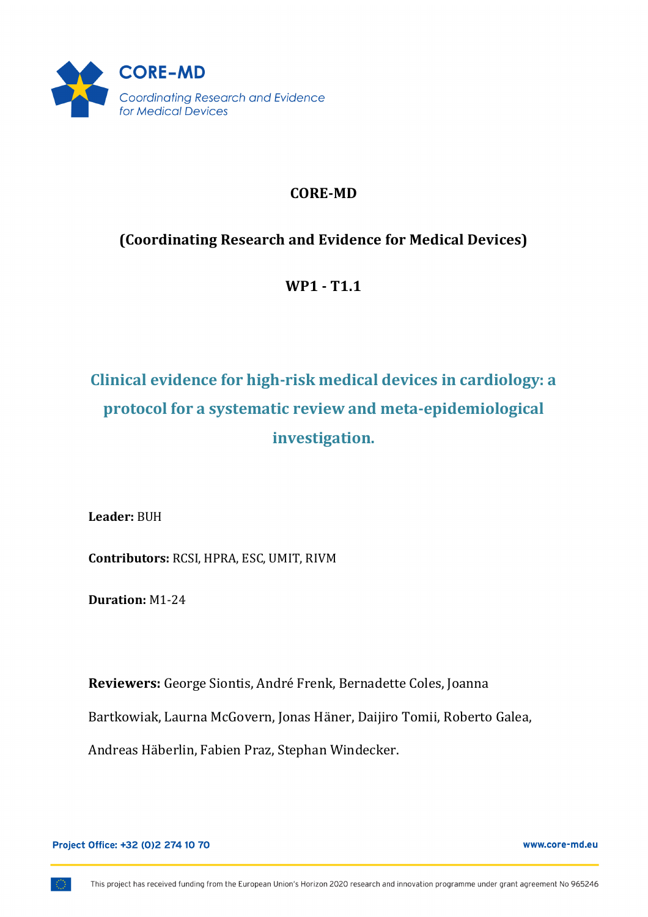CORE-MD
Coordinating Research and Evidence for Medical Devices

**CORE-MD**

**(Coordinating Research and Evidence for Medical Devices)**

**WP1 - T1.1**

# Clinical evidence for high-risk medical devices in cardiology: a protocol for a systematic review and meta-epidemiological investigation.

**Leader:** BUH

**Contributors:** RCSI, HPRA, ESC, UMIT, RIVM

**Duration:** M1-24

**Reviewers:** George Siontis, André Frenk, Bernadette Coles, Joanna Bartkowiak, Laurna McGovern, Jonas Häner, Daijiro Tomii, Roberto Galea, Andreas Häberlin, Fabien Praz, Stephan Windecker.

Project Office: +32 (0)2 274 10 70

www.core-md.eu

This project has received funding from the European Union's Horizon 2020 research and innovation programme under grant agreement No 965246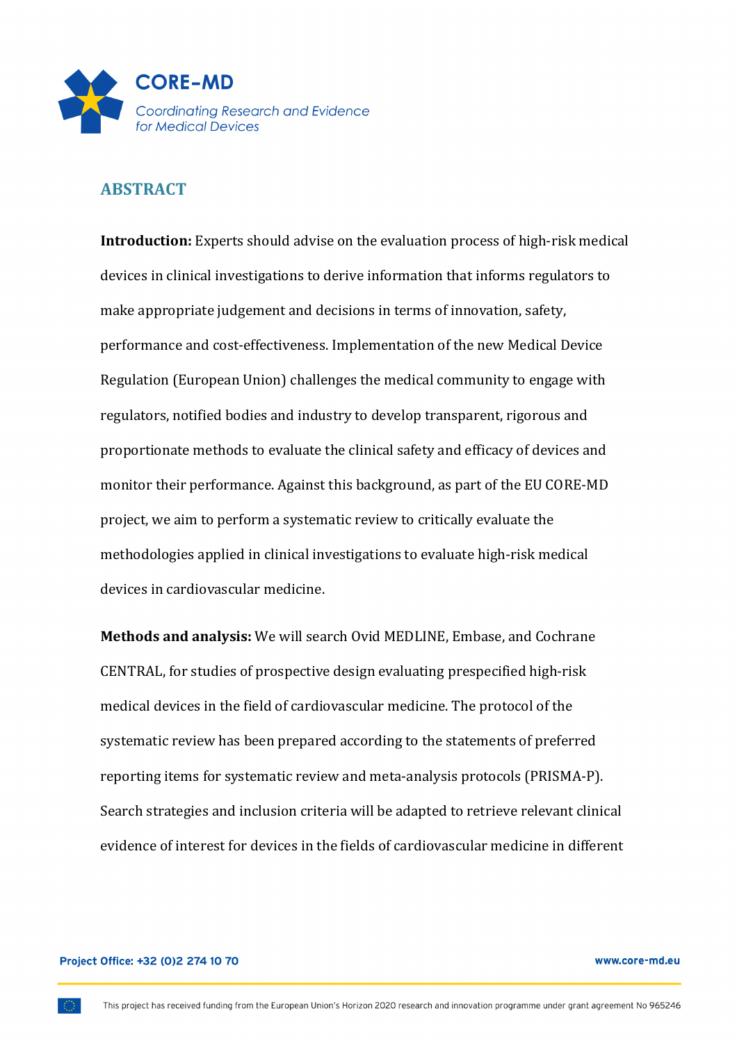## ABSTRACT

**Introduction:** Experts should advise on the evaluation process of high-risk medical devices in clinical investigations to derive information that informs regulators to make appropriate judgement and decisions in terms of innovation, safety, performance and cost-effectiveness. Implementation of the new Medical Device Regulation (European Union) challenges the medical community to engage with regulators, notified bodies and industry to develop transparent, rigorous and proportionate methods to evaluate the clinical safety and efficacy of devices and monitor their performance. Against this background, as part of the EU CORE-MD project, we aim to perform a systematic review to critically evaluate the methodologies applied in clinical investigations to evaluate high-risk medical devices in cardiovascular medicine.

**Methods and analysis:** We will search Ovid MEDLINE, Embase, and Cochrane CENTRAL, for studies of prospective design evaluating prespecified high-risk medical devices in the field of cardiovascular medicine. The protocol of the systematic review has been prepared according to the statements of preferred reporting items for systematic review and meta-analysis protocols (PRISMA-P). Search strategies and inclusion criteria will be adapted to retrieve relevant clinical evidence of interest for devices in the fields of cardiovascular medicine in different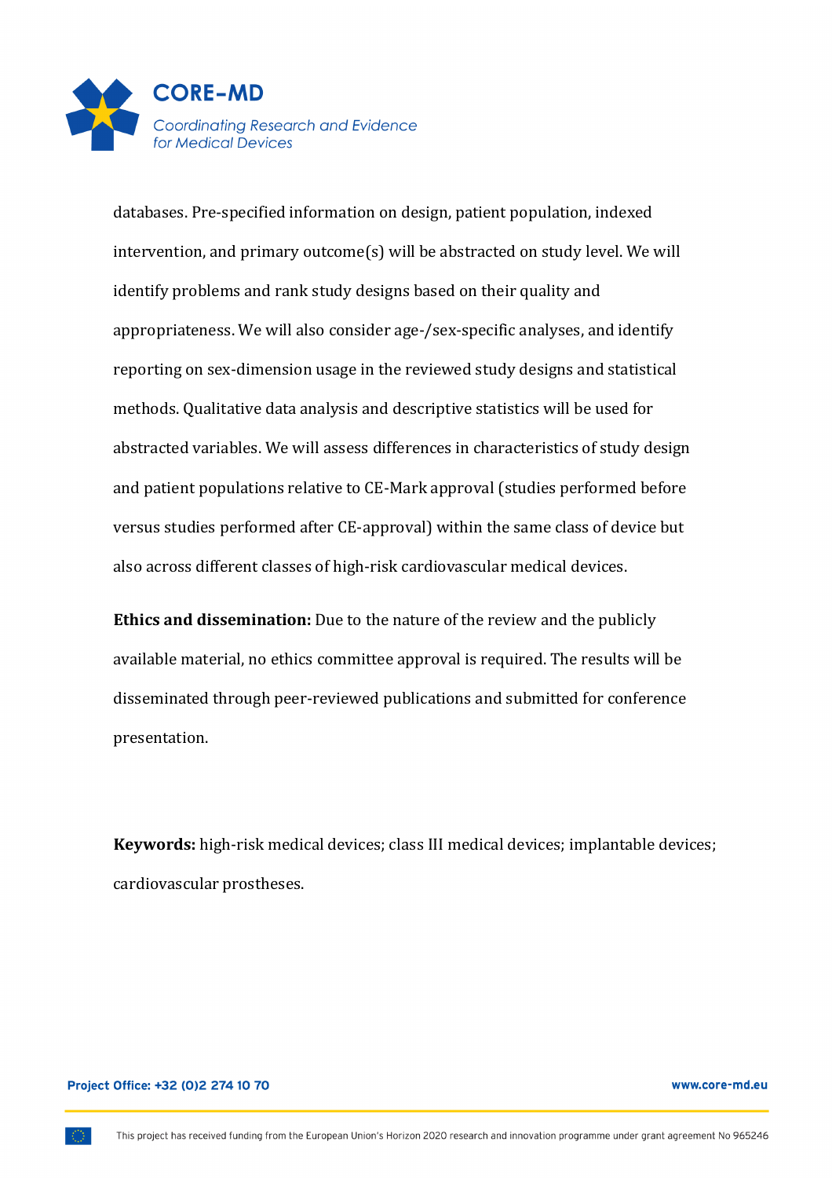databases. Pre-specified information on design, patient population, indexed intervention, and primary outcome(s) will be abstracted on study level. We will identify problems and rank study designs based on their quality and appropriateness. We will also consider age-/sex-specific analyses, and identify reporting on sex-dimension usage in the reviewed study designs and statistical methods. Qualitative data analysis and descriptive statistics will be used for abstracted variables. We will assess differences in characteristics of study design and patient populations relative to CE-Mark approval (studies performed before versus studies performed after CE-approval) within the same class of device but also across different classes of high-risk cardiovascular medical devices.

**Ethics and dissemination:** Due to the nature of the review and the publicly available material, no ethics committee approval is required. The results will be disseminated through peer-reviewed publications and submitted for conference presentation.

**Keywords:** high-risk medical devices; class III medical devices; implantable devices; cardiovascular prostheses.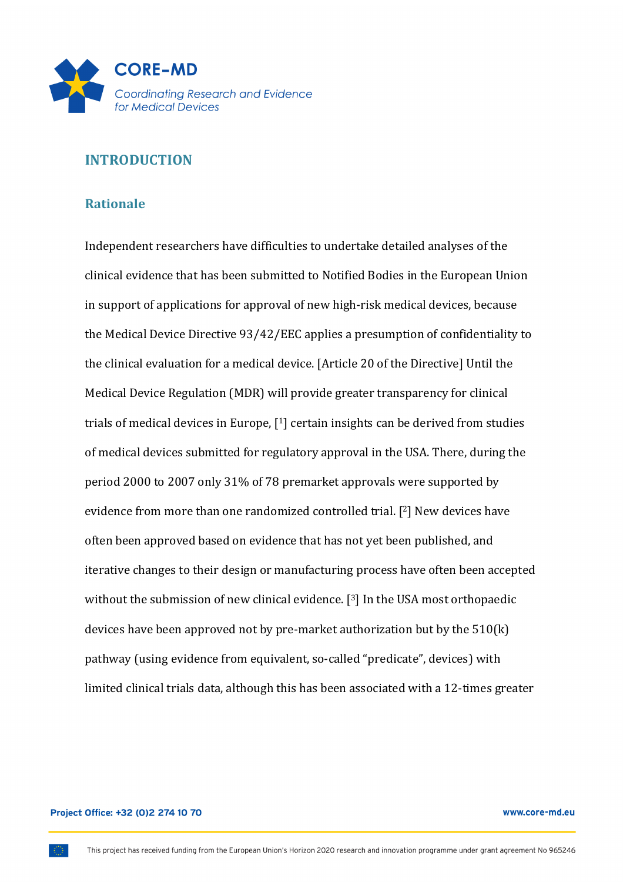## INTRODUCTION

### Rationale

Independent researchers have difficulties to undertake detailed analyses of the clinical evidence that has been submitted to Notified Bodies in the European Union in support of applications for approval of new high-risk medical devices, because the Medical Device Directive 93/42/EEC applies a presumption of confidentiality to the clinical evaluation for a medical device. [Article 20 of the Directive] Until the Medical Device Regulation (MDR) will provide greater transparency for clinical trials of medical devices in Europe, [1] certain insights can be derived from studies of medical devices submitted for regulatory approval in the USA. There, during the period 2000 to 2007 only 31% of 78 premarket approvals were supported by evidence from more than one randomized controlled trial. [2] New devices have often been approved based on evidence that has not yet been published, and iterative changes to their design or manufacturing process have often been accepted without the submission of new clinical evidence. [3] In the USA most orthopaedic devices have been approved not by pre-market authorization but by the 510(k) pathway (using evidence from equivalent, so-called "predicate", devices) with limited clinical trials data, although this has been associated with a 12-times greater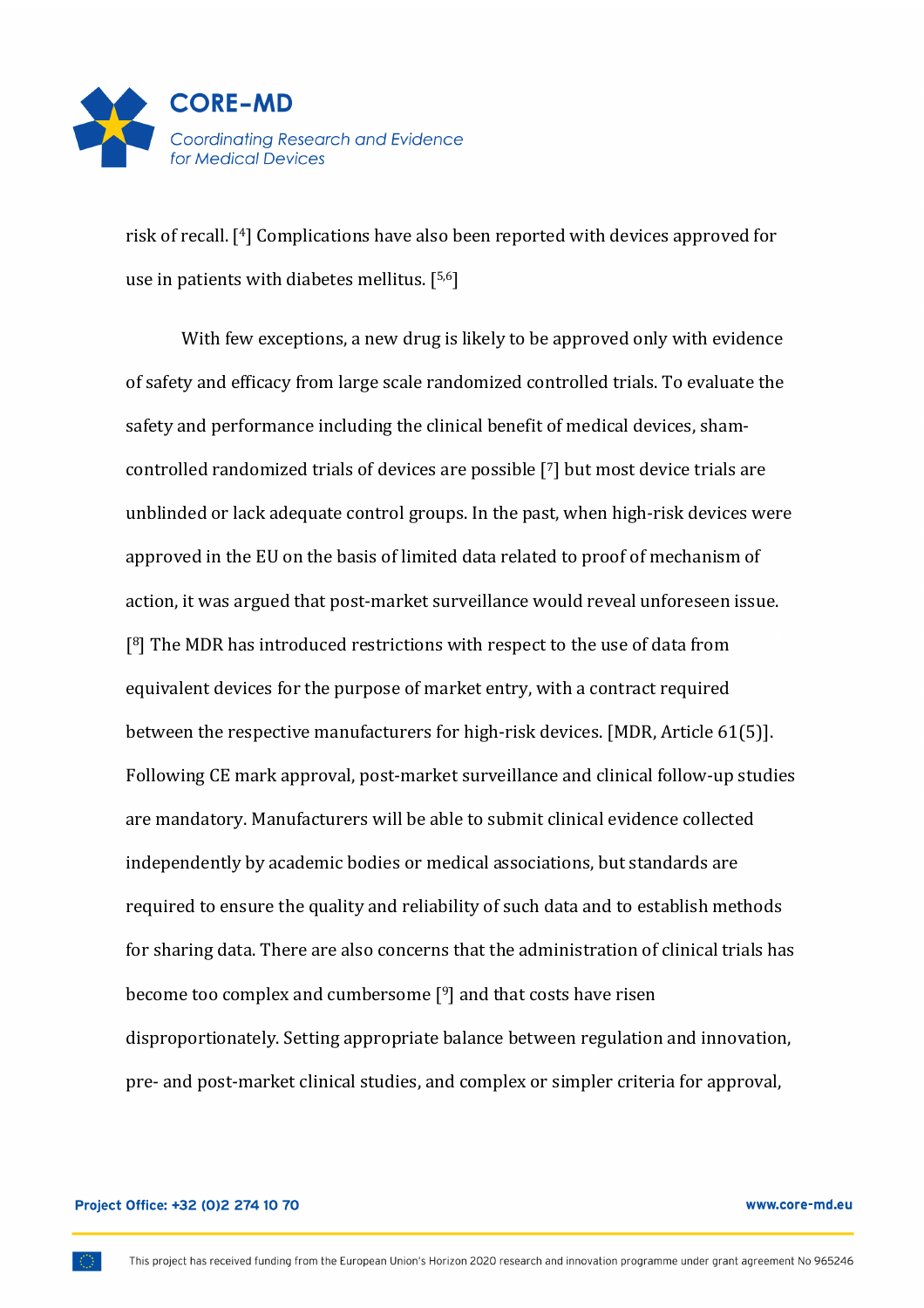risk of recall. [4] Complications have also been reported with devices approved for use in patients with diabetes mellitus. [5,6]

With few exceptions, a new drug is likely to be approved only with evidence of safety and efficacy from large scale randomized controlled trials. To evaluate the safety and performance including the clinical benefit of medical devices, sham-controlled randomized trials of devices are possible [7] but most device trials are unblinded or lack adequate control groups. In the past, when high-risk devices were approved in the EU on the basis of limited data related to proof of mechanism of action, it was argued that post-market surveillance would reveal unforeseen issue. [8] The MDR has introduced restrictions with respect to the use of data from equivalent devices for the purpose of market entry, with a contract required between the respective manufacturers for high-risk devices. [MDR, Article 61(5)]. Following CE mark approval, post-market surveillance and clinical follow-up studies are mandatory. Manufacturers will be able to submit clinical evidence collected independently by academic bodies or medical associations, but standards are required to ensure the quality and reliability of such data and to establish methods for sharing data. There are also concerns that the administration of clinical trials has become too complex and cumbersome [9] and that costs have risen disproportionately. Setting appropriate balance between regulation and innovation, pre- and post-market clinical studies, and complex or simpler criteria for approval,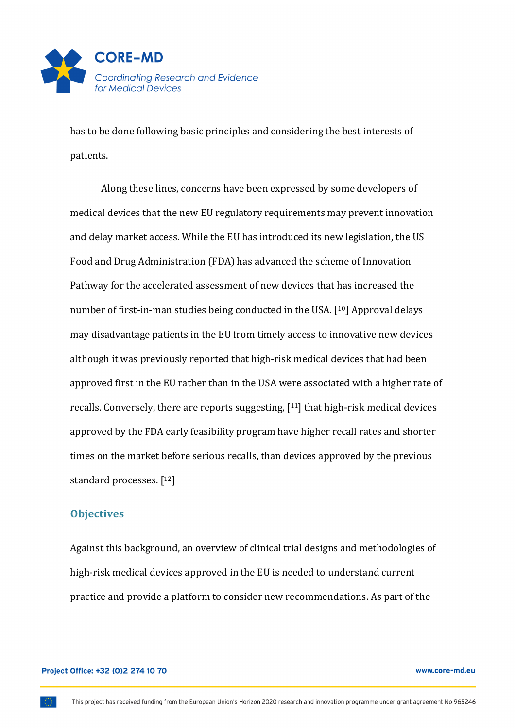has to be done following basic principles and considering the best interests of patients.

Along these lines, concerns have been expressed by some developers of medical devices that the new EU regulatory requirements may prevent innovation and delay market access. While the EU has introduced its new legislation, the US Food and Drug Administration (FDA) has advanced the scheme of Innovation Pathway for the accelerated assessment of new devices that has increased the number of first-in-man studies being conducted in the USA. [10] Approval delays may disadvantage patients in the EU from timely access to innovative new devices although it was previously reported that high-risk medical devices that had been approved first in the EU rather than in the USA were associated with a higher rate of recalls. Conversely, there are reports suggesting, [11] that high-risk medical devices approved by the FDA early feasibility program have higher recall rates and shorter times on the market before serious recalls, than devices approved by the previous standard processes. [12]

## Objectives

Against this background, an overview of clinical trial designs and methodologies of high-risk medical devices approved in the EU is needed to understand current practice and provide a platform to consider new recommendations. As part of the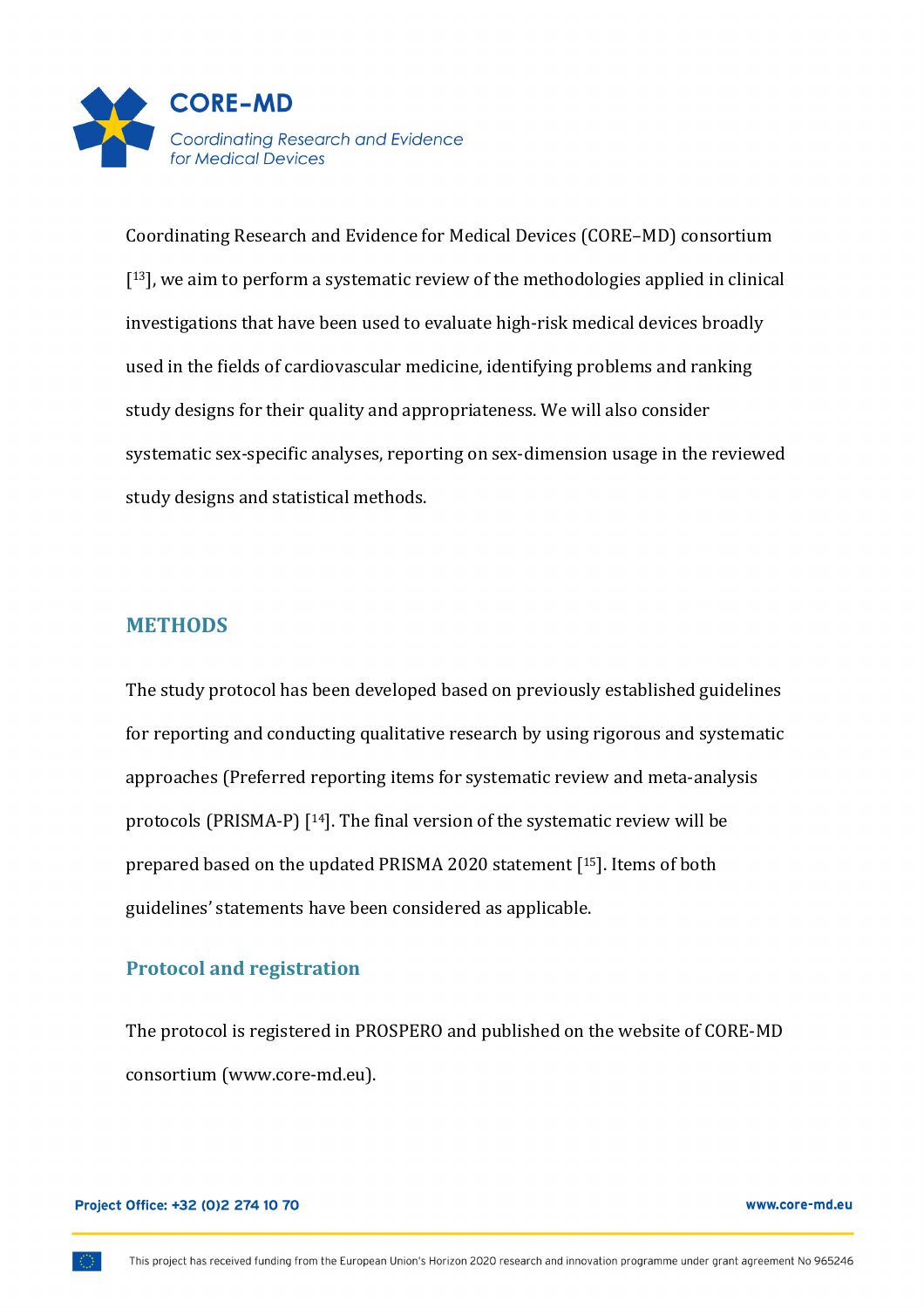Coordinating Research and Evidence for Medical Devices (CORE–MD) consortium [13], we aim to perform a systematic review of the methodologies applied in clinical investigations that have been used to evaluate high-risk medical devices broadly used in the fields of cardiovascular medicine, identifying problems and ranking study designs for their quality and appropriateness. We will also consider systematic sex-specific analyses, reporting on sex-dimension usage in the reviewed study designs and statistical methods.

## METHODS

The study protocol has been developed based on previously established guidelines for reporting and conducting qualitative research by using rigorous and systematic approaches (Preferred reporting items for systematic review and meta-analysis protocols (PRISMA-P) [14]. The final version of the systematic review will be prepared based on the updated PRISMA 2020 statement [15]. Items of both guidelines' statements have been considered as applicable.

### Protocol and registration

The protocol is registered in PROSPERO and published on the website of CORE-MD consortium (www.core-md.eu).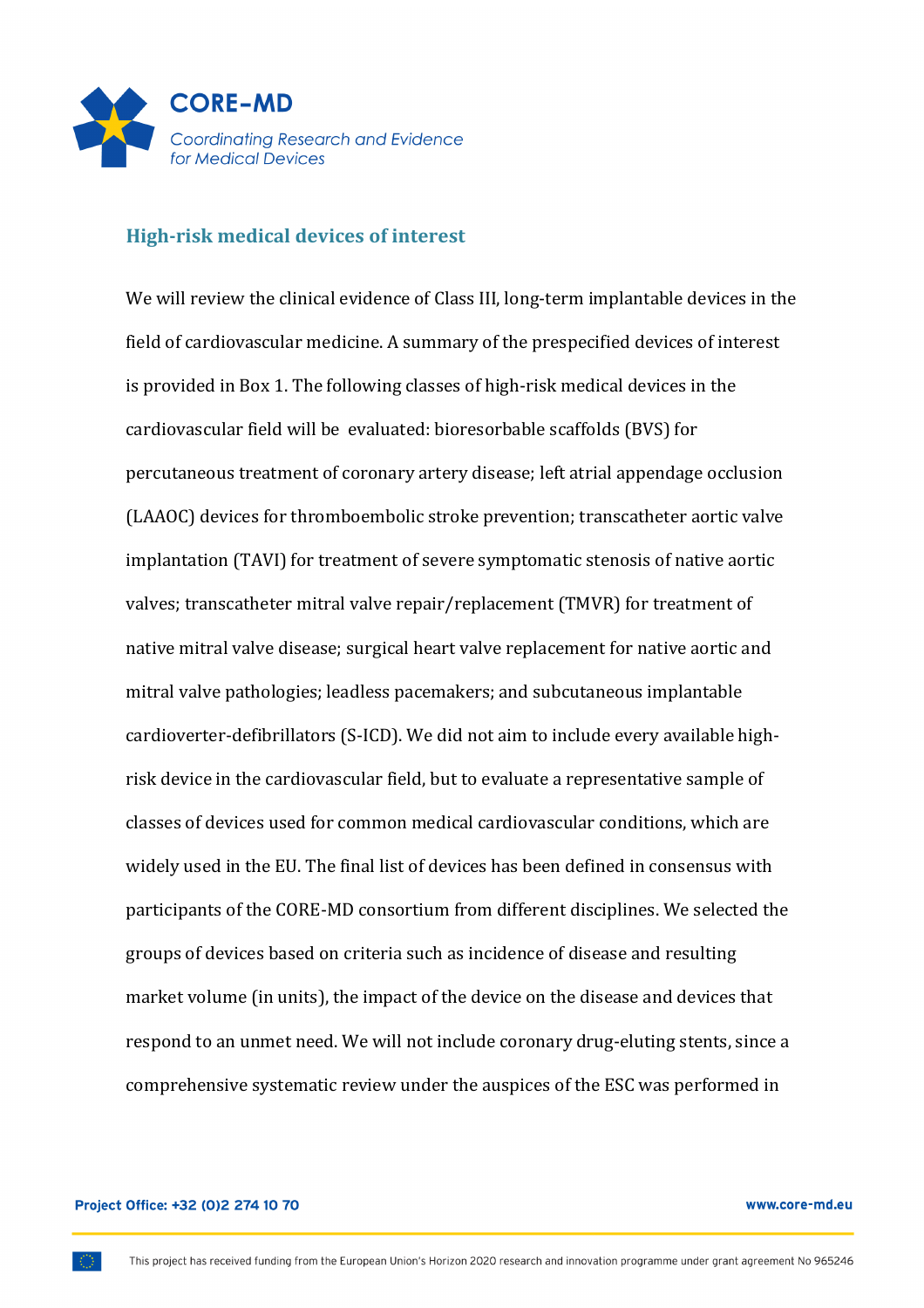## High-risk medical devices of interest

We will review the clinical evidence of Class III, long-term implantable devices in the field of cardiovascular medicine. A summary of the prespecified devices of interest is provided in Box 1. The following classes of high-risk medical devices in the cardiovascular field will be evaluated: bioresorbable scaffolds (BVS) for percutaneous treatment of coronary artery disease; left atrial appendage occlusion (LAAOC) devices for thromboembolic stroke prevention; transcatheter aortic valve implantation (TAVI) for treatment of severe symptomatic stenosis of native aortic valves; transcatheter mitral valve repair/replacement (TMVR) for treatment of native mitral valve disease; surgical heart valve replacement for native aortic and mitral valve pathologies; leadless pacemakers; and subcutaneous implantable cardioverter-defibrillators (S-ICD). We did not aim to include every available high-risk device in the cardiovascular field, but to evaluate a representative sample of classes of devices used for common medical cardiovascular conditions, which are widely used in the EU. The final list of devices has been defined in consensus with participants of the CORE-MD consortium from different disciplines. We selected the groups of devices based on criteria such as incidence of disease and resulting market volume (in units), the impact of the device on the disease and devices that respond to an unmet need. We will not include coronary drug-eluting stents, since a comprehensive systematic review under the auspices of the ESC was performed in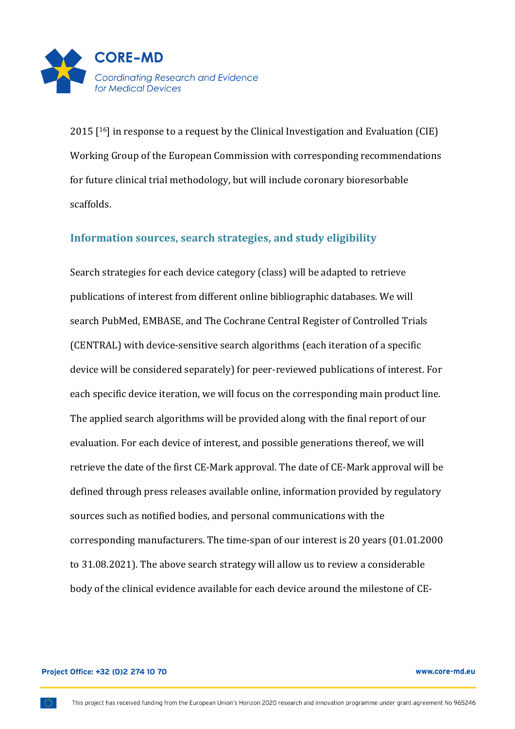2015 [16] in response to a request by the Clinical Investigation and Evaluation (CIE) Working Group of the European Commission with corresponding recommendations for future clinical trial methodology, but will include coronary bioresorbable scaffolds.

## Information sources, search strategies, and study eligibility

Search strategies for each device category (class) will be adapted to retrieve publications of interest from different online bibliographic databases. We will search PubMed, EMBASE, and The Cochrane Central Register of Controlled Trials (CENTRAL) with device-sensitive search algorithms (each iteration of a specific device will be considered separately) for peer-reviewed publications of interest. For each specific device iteration, we will focus on the corresponding main product line. The applied search algorithms will be provided along with the final report of our evaluation. For each device of interest, and possible generations thereof, we will retrieve the date of the first CE-Mark approval. The date of CE-Mark approval will be defined through press releases available online, information provided by regulatory sources such as notified bodies, and personal communications with the corresponding manufacturers. The time-span of our interest is 20 years (01.01.2000 to 31.08.2021). The above search strategy will allow us to review a considerable body of the clinical evidence available for each device around the milestone of CE-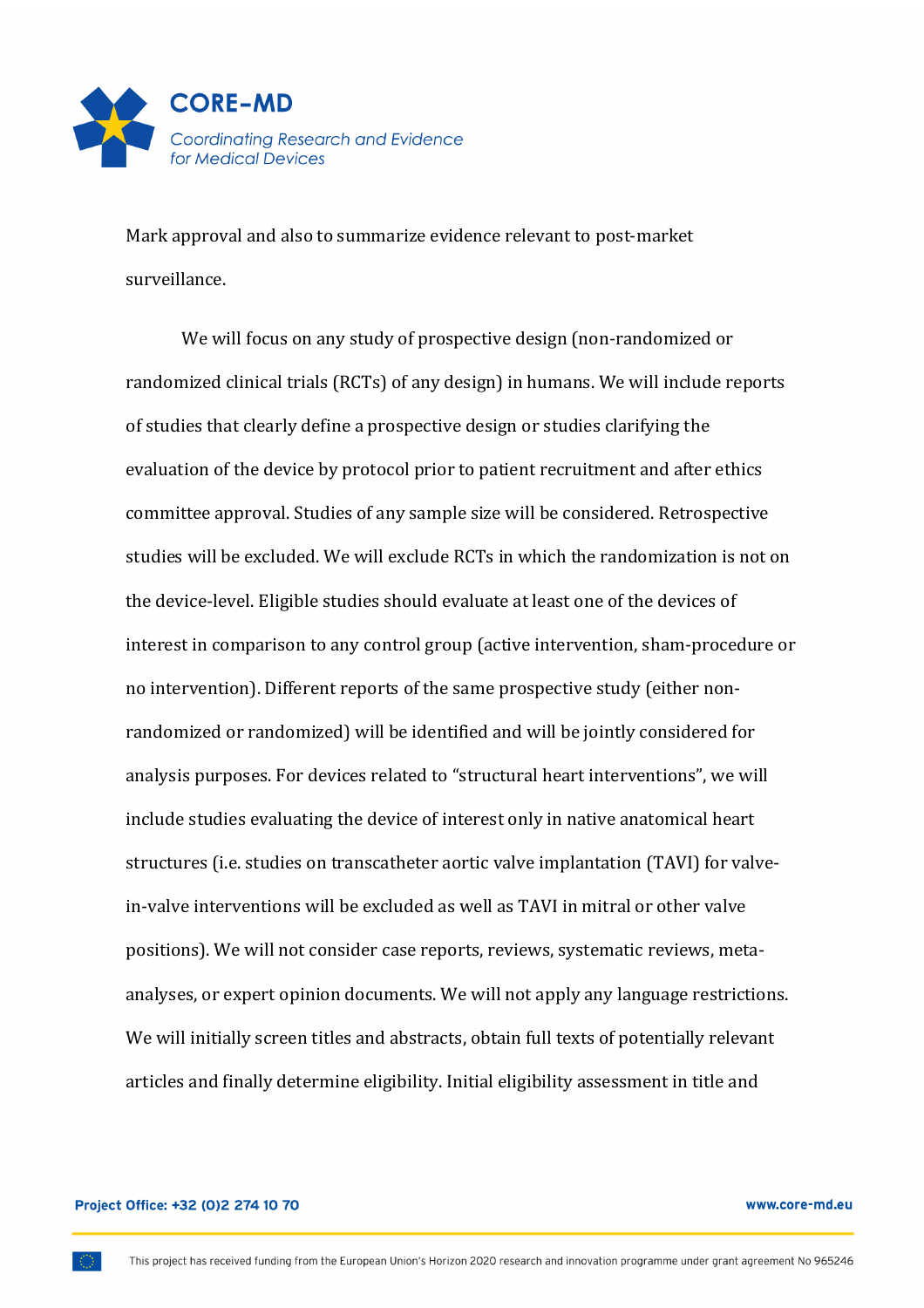Mark approval and also to summarize evidence relevant to post-market surveillance.

We will focus on any study of prospective design (non-randomized or randomized clinical trials (RCTs) of any design) in humans. We will include reports of studies that clearly define a prospective design or studies clarifying the evaluation of the device by protocol prior to patient recruitment and after ethics committee approval. Studies of any sample size will be considered. Retrospective studies will be excluded. We will exclude RCTs in which the randomization is not on the device-level. Eligible studies should evaluate at least one of the devices of interest in comparison to any control group (active intervention, sham-procedure or no intervention). Different reports of the same prospective study (either non-randomized or randomized) will be identified and will be jointly considered for analysis purposes. For devices related to "structural heart interventions", we will include studies evaluating the device of interest only in native anatomical heart structures (i.e. studies on transcatheter aortic valve implantation (TAVI) for valve-in-valve interventions will be excluded as well as TAVI in mitral or other valve positions). We will not consider case reports, reviews, systematic reviews, meta-analyses, or expert opinion documents. We will not apply any language restrictions. We will initially screen titles and abstracts, obtain full texts of potentially relevant articles and finally determine eligibility. Initial eligibility assessment in title and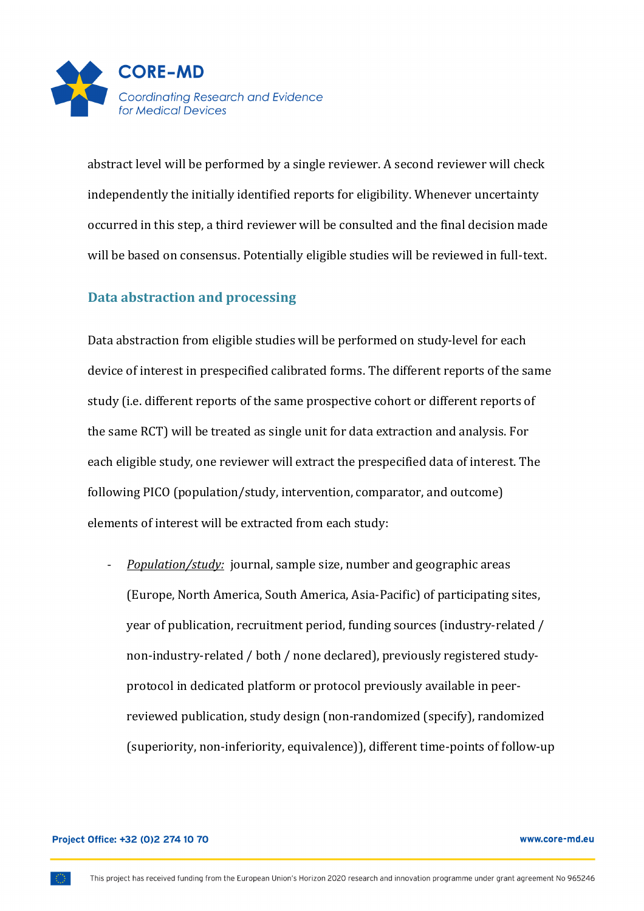abstract level will be performed by a single reviewer. A second reviewer will check independently the initially identified reports for eligibility. Whenever uncertainty occurred in this step, a third reviewer will be consulted and the final decision made will be based on consensus. Potentially eligible studies will be reviewed in full-text.

## Data abstraction and processing

Data abstraction from eligible studies will be performed on study-level for each device of interest in prespecified calibrated forms. The different reports of the same study (i.e. different reports of the same prospective cohort or different reports of the same RCT) will be treated as single unit for data extraction and analysis. For each eligible study, one reviewer will extract the prespecified data of interest. The following PICO (population/study, intervention, comparator, and outcome) elements of interest will be extracted from each study:

- *Population/study:* journal, sample size, number and geographic areas (Europe, North America, South America, Asia-Pacific) of participating sites, year of publication, recruitment period, funding sources (industry-related / non-industry-related / both / none declared), previously registered study-protocol in dedicated platform or protocol previously available in peer-reviewed publication, study design (non-randomized (specify), randomized (superiority, non-inferiority, equivalence)), different time-points of follow-up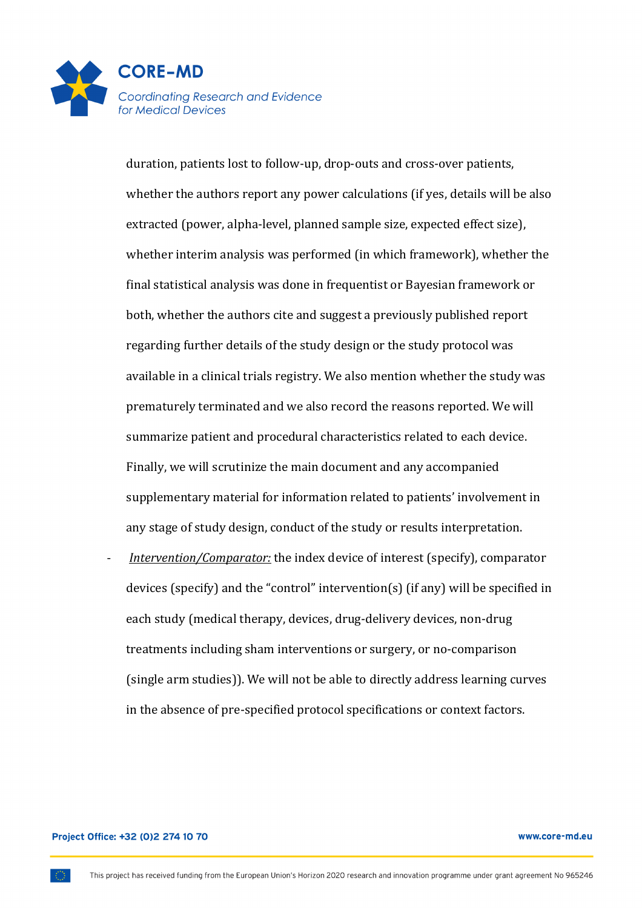duration, patients lost to follow-up, drop-outs and cross-over patients, whether the authors report any power calculations (if yes, details will be also extracted (power, alpha-level, planned sample size, expected effect size), whether interim analysis was performed (in which framework), whether the final statistical analysis was done in frequentist or Bayesian framework or both, whether the authors cite and suggest a previously published report regarding further details of the study design or the study protocol was available in a clinical trials registry. We also mention whether the study was prematurely terminated and we also record the reasons reported. We will summarize patient and procedural characteristics related to each device. Finally, we will scrutinize the main document and any accompanied supplementary material for information related to patients' involvement in any stage of study design, conduct of the study or results interpretation.

- *Intervention/Comparator:* the index device of interest (specify), comparator devices (specify) and the "control" intervention(s) (if any) will be specified in each study (medical therapy, devices, drug-delivery devices, non-drug treatments including sham interventions or surgery, or no-comparison (single arm studies)). We will not be able to directly address learning curves in the absence of pre-specified protocol specifications or context factors.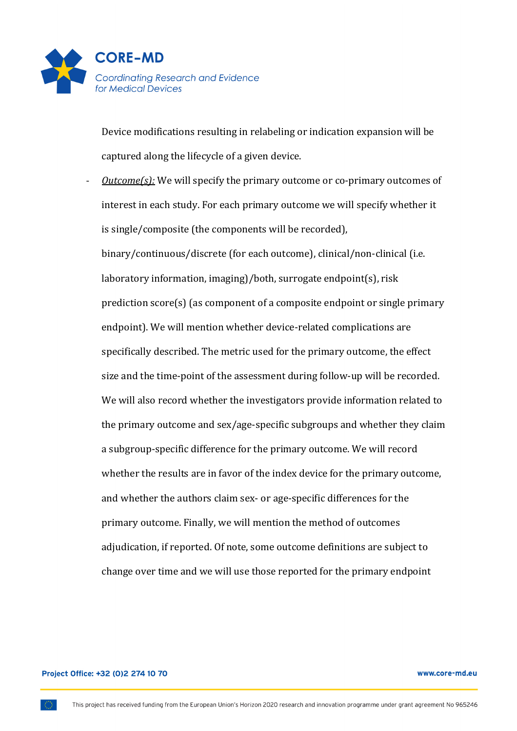Device modifications resulting in relabeling or indication expansion will be captured along the lifecycle of a given device.

- *Outcome(s):* We will specify the primary outcome or co-primary outcomes of interest in each study. For each primary outcome we will specify whether it is single/composite (the components will be recorded), binary/continuous/discrete (for each outcome), clinical/non-clinical (i.e. laboratory information, imaging)/both, surrogate endpoint(s), risk prediction score(s) (as component of a composite endpoint or single primary endpoint). We will mention whether device-related complications are specifically described. The metric used for the primary outcome, the effect size and the time-point of the assessment during follow-up will be recorded. We will also record whether the investigators provide information related to the primary outcome and sex/age-specific subgroups and whether they claim a subgroup-specific difference for the primary outcome. We will record whether the results are in favor of the index device for the primary outcome, and whether the authors claim sex- or age-specific differences for the primary outcome. Finally, we will mention the method of outcomes adjudication, if reported. Of note, some outcome definitions are subject to change over time and we will use those reported for the primary endpoint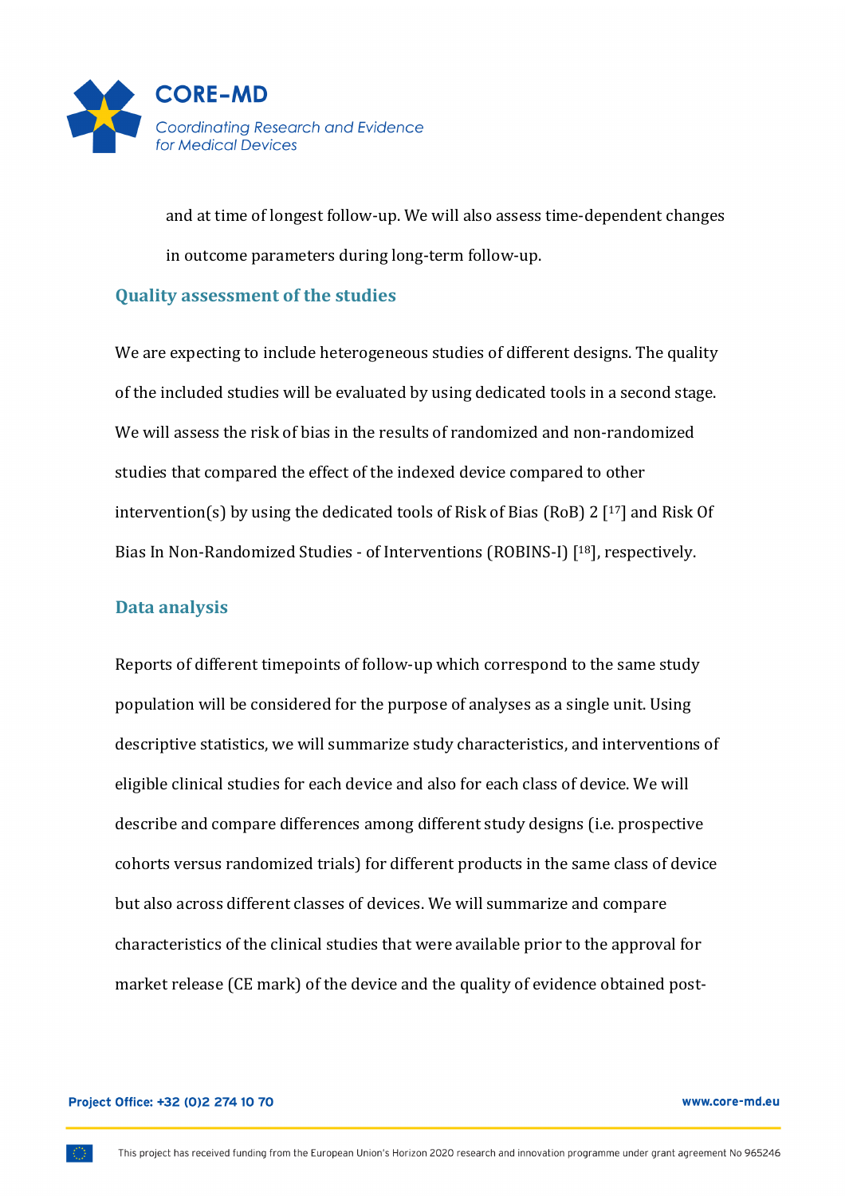and at time of longest follow-up. We will also assess time-dependent changes in outcome parameters during long-term follow-up.

## Quality assessment of the studies

We are expecting to include heterogeneous studies of different designs. The quality of the included studies will be evaluated by using dedicated tools in a second stage. We will assess the risk of bias in the results of randomized and non-randomized studies that compared the effect of the indexed device compared to other intervention(s) by using the dedicated tools of Risk of Bias (RoB) 2 [17] and Risk Of Bias In Non-Randomized Studies - of Interventions (ROBINS-I) [18], respectively.

## Data analysis

Reports of different timepoints of follow-up which correspond to the same study population will be considered for the purpose of analyses as a single unit. Using descriptive statistics, we will summarize study characteristics, and interventions of eligible clinical studies for each device and also for each class of device. We will describe and compare differences among different study designs (i.e. prospective cohorts versus randomized trials) for different products in the same class of device but also across different classes of devices. We will summarize and compare characteristics of the clinical studies that were available prior to the approval for market release (CE mark) of the device and the quality of evidence obtained post-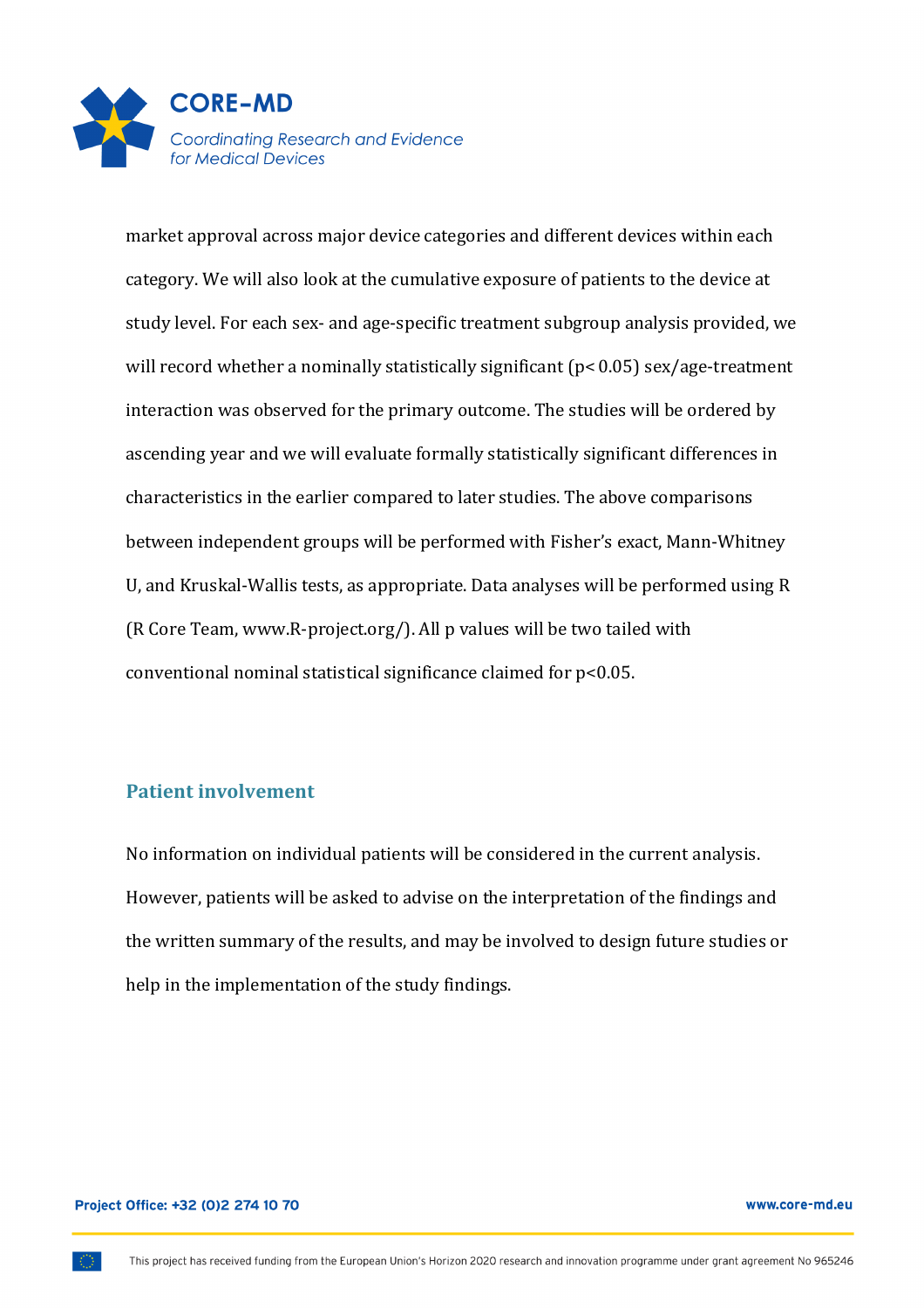market approval across major device categories and different devices within each category. We will also look at the cumulative exposure of patients to the device at study level. For each sex- and age-specific treatment subgroup analysis provided, we will record whether a nominally statistically significant ($p < 0.05$) sex/age-treatment interaction was observed for the primary outcome. The studies will be ordered by ascending year and we will evaluate formally statistically significant differences in characteristics in the earlier compared to later studies. The above comparisons between independent groups will be performed with Fisher's exact, Mann-Whitney U, and Kruskal-Wallis tests, as appropriate. Data analyses will be performed using R (R Core Team, www.R-project.org/). All p values will be two tailed with conventional nominal statistical significance claimed for $p<0.05$.

## Patient involvement

No information on individual patients will be considered in the current analysis. However, patients will be asked to advise on the interpretation of the findings and the written summary of the results, and may be involved to design future studies or help in the implementation of the study findings.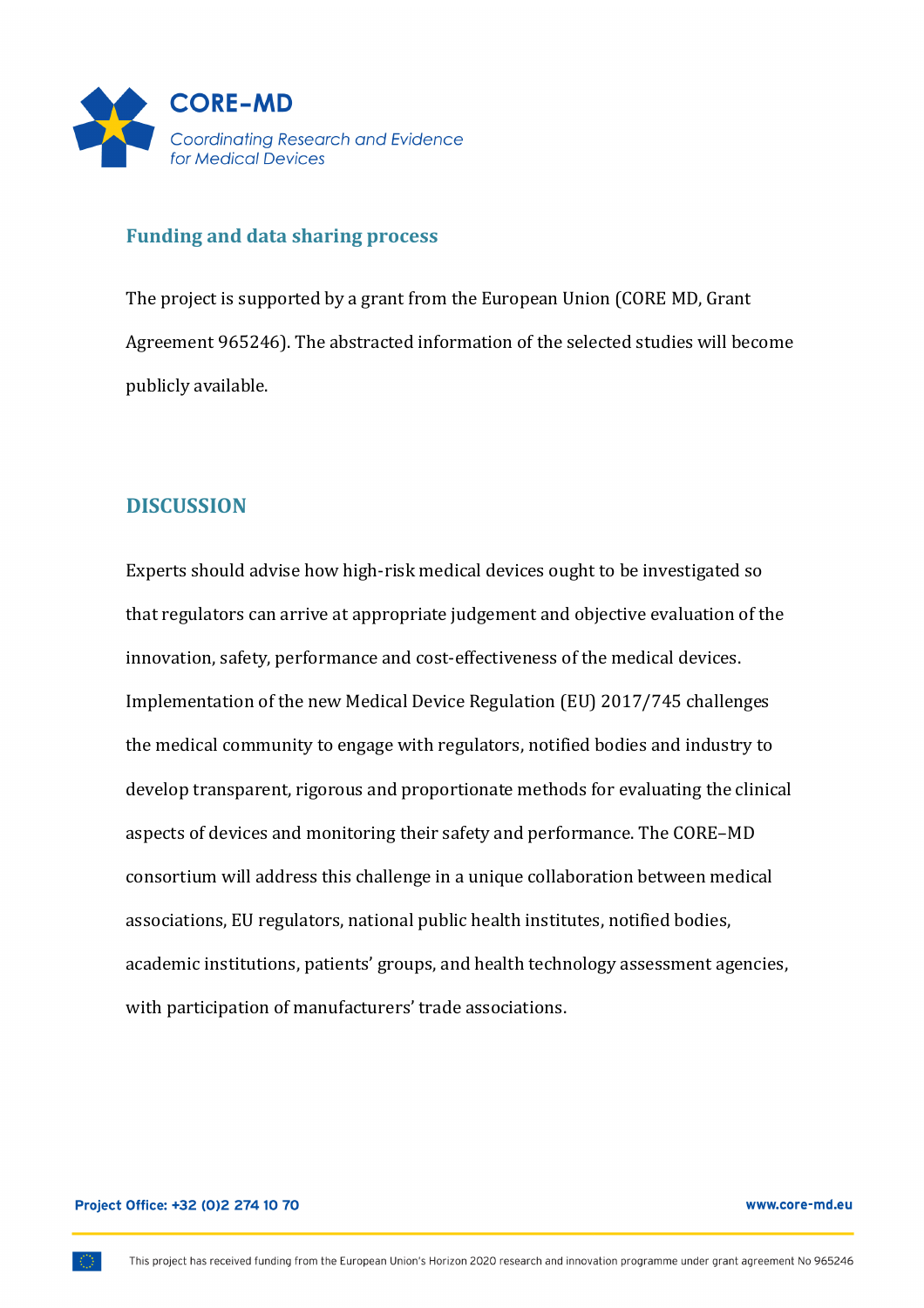## Funding and data sharing process

The project is supported by a grant from the European Union (CORE MD, Grant Agreement 965246). The abstracted information of the selected studies will become publicly available.

## DISCUSSION

Experts should advise how high-risk medical devices ought to be investigated so that regulators can arrive at appropriate judgement and objective evaluation of the innovation, safety, performance and cost-effectiveness of the medical devices. Implementation of the new Medical Device Regulation (EU) 2017/745 challenges the medical community to engage with regulators, notified bodies and industry to develop transparent, rigorous and proportionate methods for evaluating the clinical aspects of devices and monitoring their safety and performance. The CORE–MD consortium will address this challenge in a unique collaboration between medical associations, EU regulators, national public health institutes, notified bodies, academic institutions, patients' groups, and health technology assessment agencies, with participation of manufacturers' trade associations.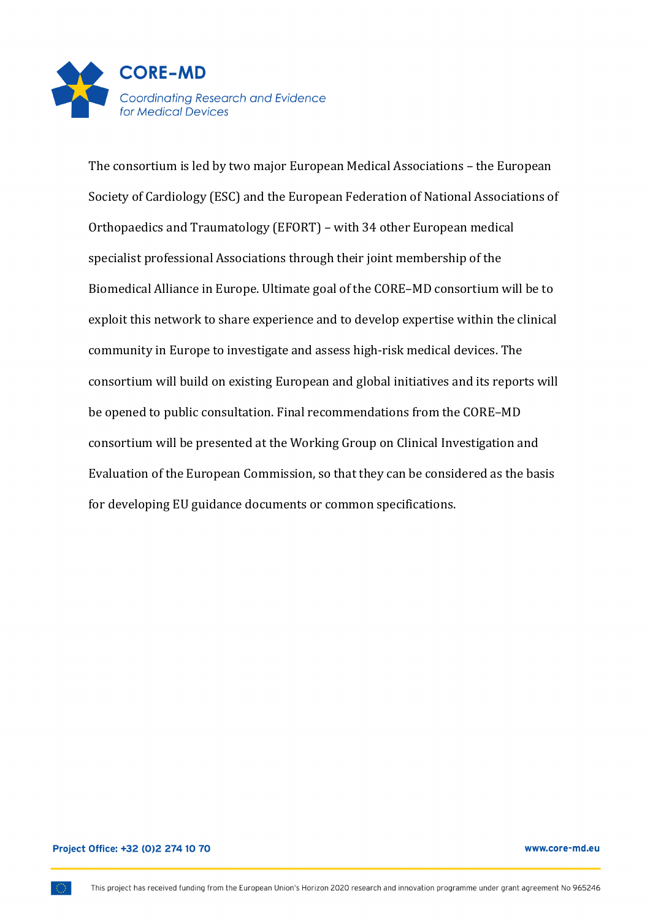The consortium is led by two major European Medical Associations – the European Society of Cardiology (ESC) and the European Federation of National Associations of Orthopaedics and Traumatology (EFORT) – with 34 other European medical specialist professional Associations through their joint membership of the Biomedical Alliance in Europe. Ultimate goal of the CORE–MD consortium will be to exploit this network to share experience and to develop expertise within the clinical community in Europe to investigate and assess high-risk medical devices. The consortium will build on existing European and global initiatives and its reports will be opened to public consultation. Final recommendations from the CORE–MD consortium will be presented at the Working Group on Clinical Investigation and Evaluation of the European Commission, so that they can be considered as the basis for developing EU guidance documents or common specifications.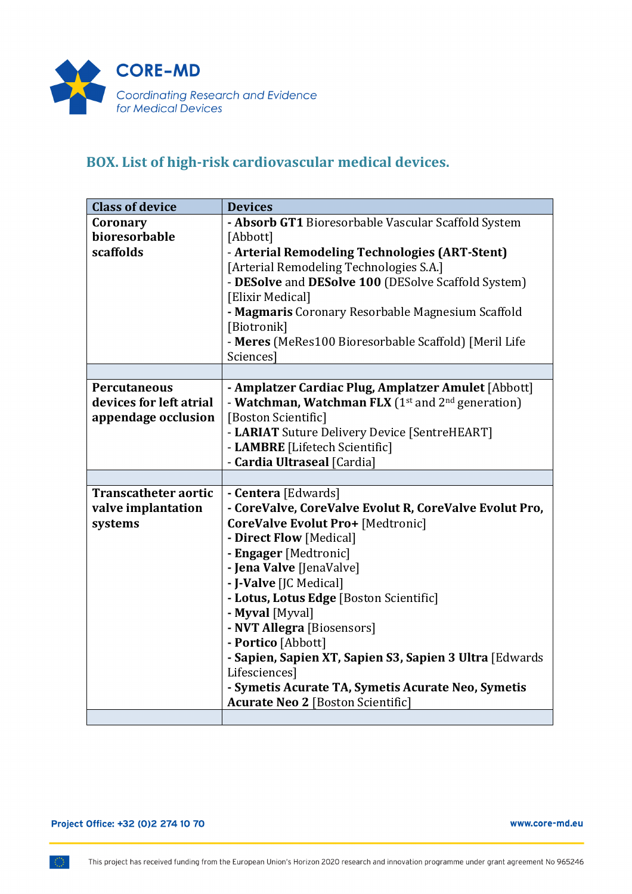## BOX. List of high-risk cardiovascular medical devices.

| Class of device | Devices |
|---|---|
| **Coronary bioresorbable scaffolds** | **- Absorb GT1** Bioresorbable Vascular Scaffold System [Abbott]<br>- **Arterial Remodeling Technologies (ART-Stent)** [Arterial Remodeling Technologies S.A.]<br>- **DESolve** and **DESolve 100** (DESolve Scaffold System) [Elixir Medical]<br>**- Magmaris** Coronary Resorbable Magnesium Scaffold [Biotronik]<br>- **Meres** (MeRes100 Bioresorbable Scaffold) [Meril Life Sciences] |
| | |
| **Percutaneous devices for left atrial appendage occlusion** | **- Amplatzer Cardiac Plug, Amplatzer Amulet** [Abbott]<br>- **Watchman, Watchman FLX** (1st and 2nd generation) [Boston Scientific]<br>- **LARIAT** Suture Delivery Device [SentreHEART]<br>- **LAMBRE** [Lifetech Scientific]<br>- **Cardia Ultraseal** [Cardia] |
| | |
| **Transcatheter aortic valve implantation systems** | **- Centera** [Edwards]<br>**- CoreValve, CoreValve Evolut R, CoreValve Evolut Pro, CoreValve Evolut Pro+** [Medtronic]<br>**- Direct Flow** [Medical]<br>**- Engager** [Medtronic]<br>**- Jena Valve** [JenaValve]<br>**- J-Valve** [JC Medical]<br>**- Lotus, Lotus Edge** [Boston Scientific]<br>**- Myval** [Myval]<br>**- NVT Allegra** [Biosensors]<br>**- Portico** [Abbott]<br>**- Sapien, Sapien XT, Sapien S3, Sapien 3 Ultra** [Edwards Lifesciences]<br>**- Symetis Acurate TA, Symetis Acurate Neo, Symetis Acurate Neo 2** [Boston Scientific] |
| | |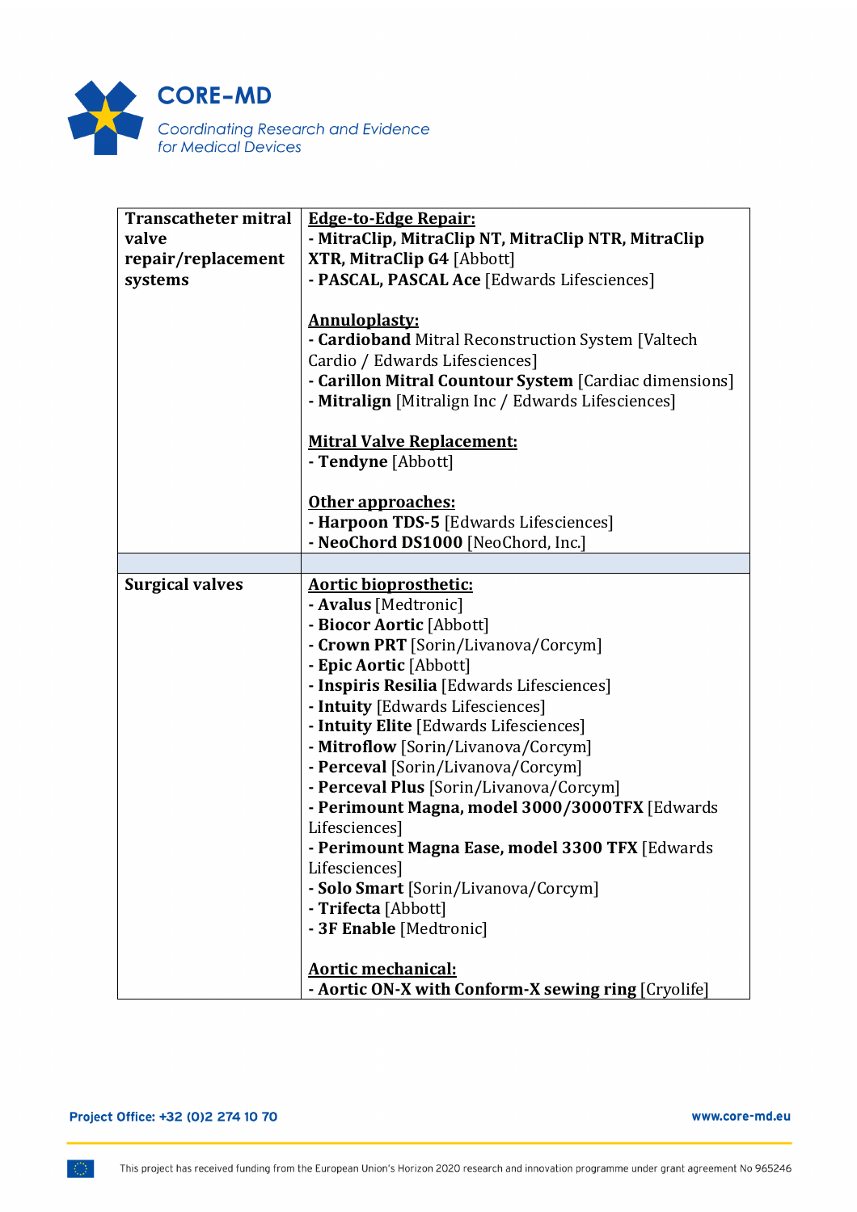| | |
|---|---|
| **Transcatheter mitral valve repair/replacement systems** | **Edge-to-Edge Repair:**<br>- **MitraClip, MitraClip NT, MitraClip NTR, MitraClip XTR, MitraClip G4** [Abbott]<br>- **PASCAL, PASCAL Ace** [Edwards Lifesciences]<br><br>**Annuloplasty:**<br>- **Cardioband** Mitral Reconstruction System [Valtech Cardio / Edwards Lifesciences]<br>- **Carillon Mitral Countour System** [Cardiac dimensions]<br>- **Mitralign** [Mitralign Inc / Edwards Lifesciences]<br><br>**Mitral Valve Replacement:**<br>- **Tendyne** [Abbott]<br><br>**Other approaches:**<br>- **Harpoon TDS-5** [Edwards Lifesciences]<br>- **NeoChord DS1000** [NeoChord, Inc.] |
| | |
| **Surgical valves** | **Aortic bioprosthetic:**<br>- **Avalus** [Medtronic]<br>- **Biocor Aortic** [Abbott]<br>- **Crown PRT** [Sorin/Livanova/Corcym]<br>- **Epic Aortic** [Abbott]<br>- **Inspiris Resilia** [Edwards Lifesciences]<br>- **Intuity** [Edwards Lifesciences]<br>- **Intuity Elite** [Edwards Lifesciences]<br>- **Mitroflow** [Sorin/Livanova/Corcym]<br>- **Perceval** [Sorin/Livanova/Corcym]<br>- **Perceval Plus** [Sorin/Livanova/Corcym]<br>- **Perimount Magna, model 3000/3000TFX** [Edwards Lifesciences]<br>- **Perimount Magna Ease, model 3300 TFX** [Edwards Lifesciences]<br>- **Solo Smart** [Sorin/Livanova/Corcym]<br>- **Trifecta** [Abbott]<br>- **3F Enable** [Medtronic]<br><br>**Aortic mechanical:**<br>- **Aortic ON-X with Conform-X sewing ring** [Cryolife] |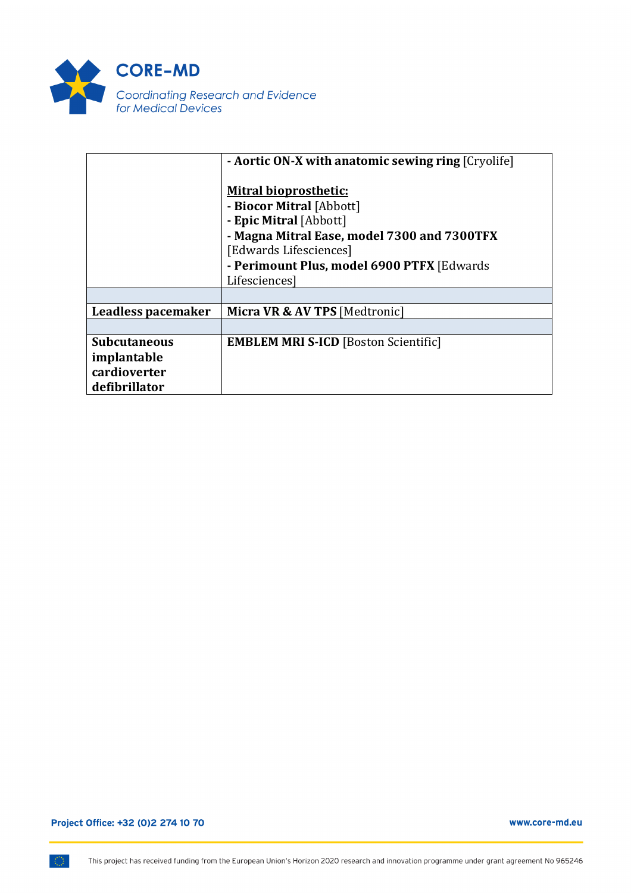| | |
|---|---|
| | - **Aortic ON-X with anatomic sewing ring** [Cryolife]<br><br>**<u>Mitral bioprosthetic:</u>**<br>- **Biocor Mitral** [Abbott]<br>- **Epic Mitral** [Abbott]<br>- **Magna Mitral Ease, model 7300 and 7300TFX** [Edwards Lifesciences]<br>- **Perimount Plus, model 6900 PTFX** [Edwards Lifesciences] |
| | |
| **Leadless pacemaker** | **Micra VR & AV TPS** [Medtronic] |
| | |
| **Subcutaneous implantable cardioverter defibrillator** | **EMBLEM MRI S-ICD** [Boston Scientific] |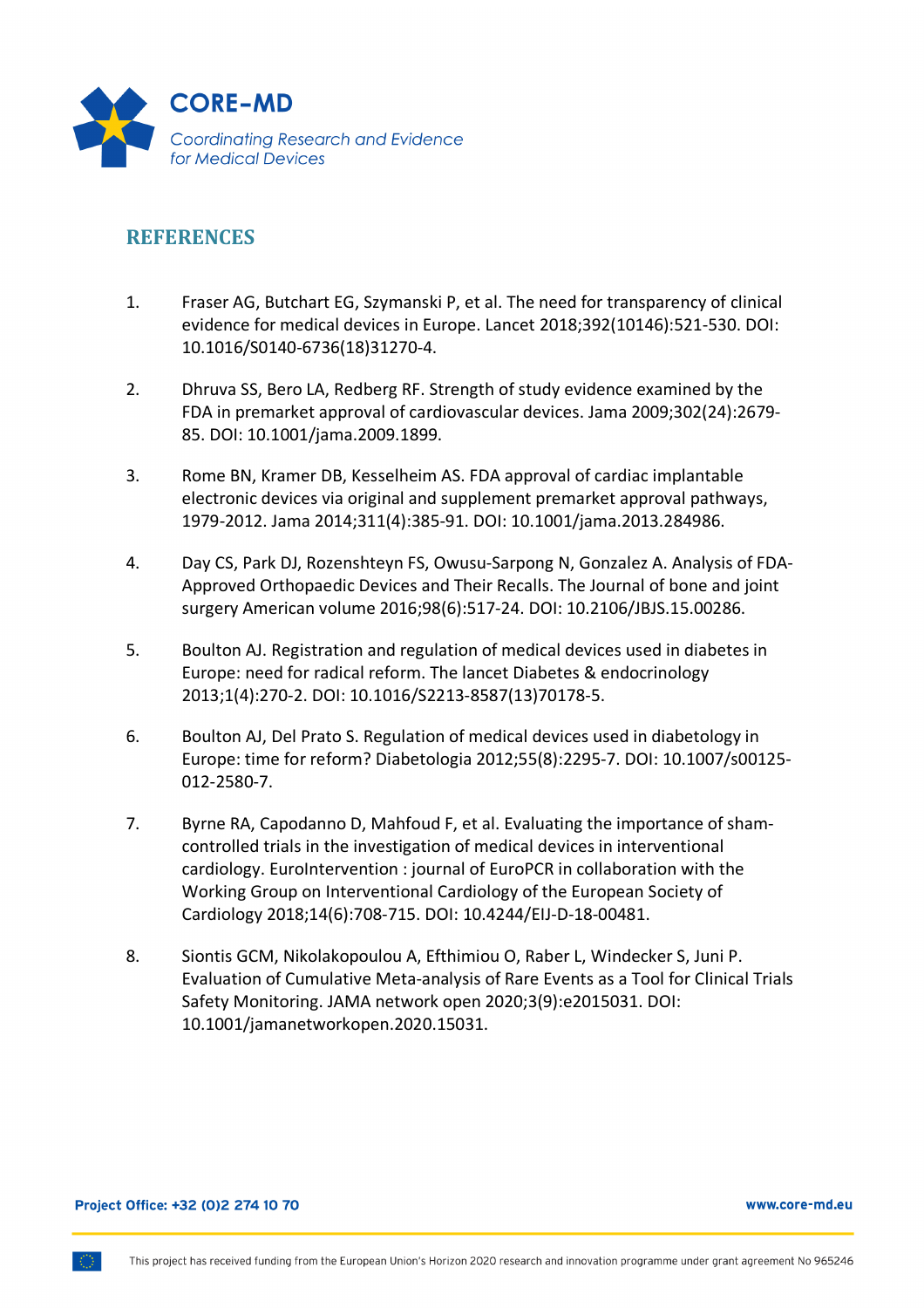## REFERENCES

1. Fraser AG, Butchart EG, Szymanski P, et al. The need for transparency of clinical evidence for medical devices in Europe. Lancet 2018;392(10146):521-530. DOI: 10.1016/S0140-6736(18)31270-4.

2. Dhruva SS, Bero LA, Redberg RF. Strength of study evidence examined by the FDA in premarket approval of cardiovascular devices. Jama 2009;302(24):2679-85. DOI: 10.1001/jama.2009.1899.

3. Rome BN, Kramer DB, Kesselheim AS. FDA approval of cardiac implantable electronic devices via original and supplement premarket approval pathways, 1979-2012. Jama 2014;311(4):385-91. DOI: 10.1001/jama.2013.284986.

4. Day CS, Park DJ, Rozenshteyn FS, Owusu-Sarpong N, Gonzalez A. Analysis of FDA-Approved Orthopaedic Devices and Their Recalls. The Journal of bone and joint surgery American volume 2016;98(6):517-24. DOI: 10.2106/JBJS.15.00286.

5. Boulton AJ. Registration and regulation of medical devices used in diabetes in Europe: need for radical reform. The lancet Diabetes & endocrinology 2013;1(4):270-2. DOI: 10.1016/S2213-8587(13)70178-5.

6. Boulton AJ, Del Prato S. Regulation of medical devices used in diabetology in Europe: time for reform? Diabetologia 2012;55(8):2295-7. DOI: 10.1007/s00125-012-2580-7.

7. Byrne RA, Capodanno D, Mahfoud F, et al. Evaluating the importance of sham-controlled trials in the investigation of medical devices in interventional cardiology. EuroIntervention : journal of EuroPCR in collaboration with the Working Group on Interventional Cardiology of the European Society of Cardiology 2018;14(6):708-715. DOI: 10.4244/EIJ-D-18-00481.

8. Siontis GCM, Nikolakopoulou A, Efthimiou O, Raber L, Windecker S, Juni P. Evaluation of Cumulative Meta-analysis of Rare Events as a Tool for Clinical Trials Safety Monitoring. JAMA network open 2020;3(9):e2015031. DOI: 10.1001/jamanetworkopen.2020.15031.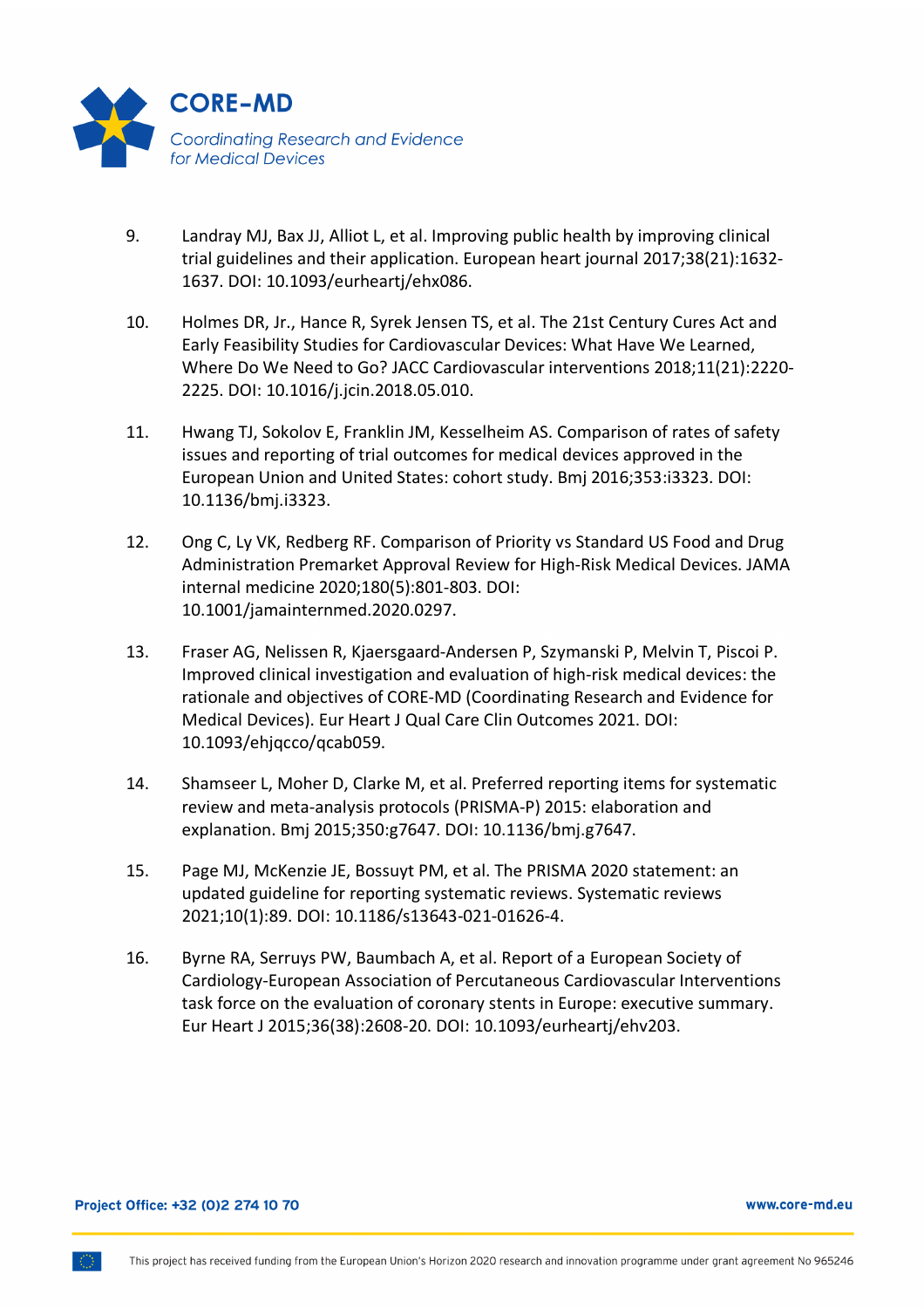9. Landray MJ, Bax JJ, Alliot L, et al. Improving public health by improving clinical trial guidelines and their application. European heart journal 2017;38(21):1632-1637. DOI: 10.1093/eurheartj/ehx086.

10. Holmes DR, Jr., Hance R, Syrek Jensen TS, et al. The 21st Century Cures Act and Early Feasibility Studies for Cardiovascular Devices: What Have We Learned, Where Do We Need to Go? JACC Cardiovascular interventions 2018;11(21):2220-2225. DOI: 10.1016/j.jcin.2018.05.010.

11. Hwang TJ, Sokolov E, Franklin JM, Kesselheim AS. Comparison of rates of safety issues and reporting of trial outcomes for medical devices approved in the European Union and United States: cohort study. Bmj 2016;353:i3323. DOI: 10.1136/bmj.i3323.

12. Ong C, Ly VK, Redberg RF. Comparison of Priority vs Standard US Food and Drug Administration Premarket Approval Review for High-Risk Medical Devices. JAMA internal medicine 2020;180(5):801-803. DOI: 10.1001/jamainternmed.2020.0297.

13. Fraser AG, Nelissen R, Kjaersgaard-Andersen P, Szymanski P, Melvin T, Piscoi P. Improved clinical investigation and evaluation of high-risk medical devices: the rationale and objectives of CORE-MD (Coordinating Research and Evidence for Medical Devices). Eur Heart J Qual Care Clin Outcomes 2021. DOI: 10.1093/ehjqcco/qcab059.

14. Shamseer L, Moher D, Clarke M, et al. Preferred reporting items for systematic review and meta-analysis protocols (PRISMA-P) 2015: elaboration and explanation. Bmj 2015;350:g7647. DOI: 10.1136/bmj.g7647.

15. Page MJ, McKenzie JE, Bossuyt PM, et al. The PRISMA 2020 statement: an updated guideline for reporting systematic reviews. Systematic reviews 2021;10(1):89. DOI: 10.1186/s13643-021-01626-4.

16. Byrne RA, Serruys PW, Baumbach A, et al. Report of a European Society of Cardiology-European Association of Percutaneous Cardiovascular Interventions task force on the evaluation of coronary stents in Europe: executive summary. Eur Heart J 2015;36(38):2608-20. DOI: 10.1093/eurheartj/ehv203.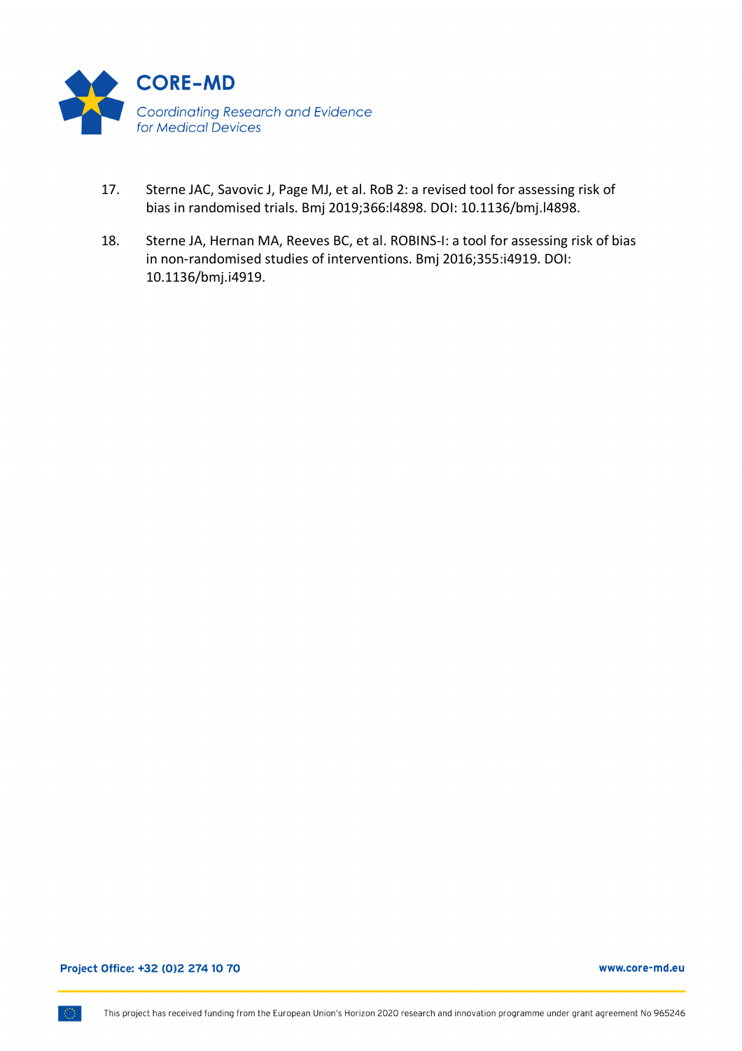17. Sterne JAC, Savovic J, Page MJ, et al. RoB 2: a revised tool for assessing risk of bias in randomised trials. Bmj 2019;366:l4898. DOI: 10.1136/bmj.l4898.

18. Sterne JA, Hernan MA, Reeves BC, et al. ROBINS-I: a tool for assessing risk of bias in non-randomised studies of interventions. Bmj 2016;355:i4919. DOI: 10.1136/bmj.i4919.